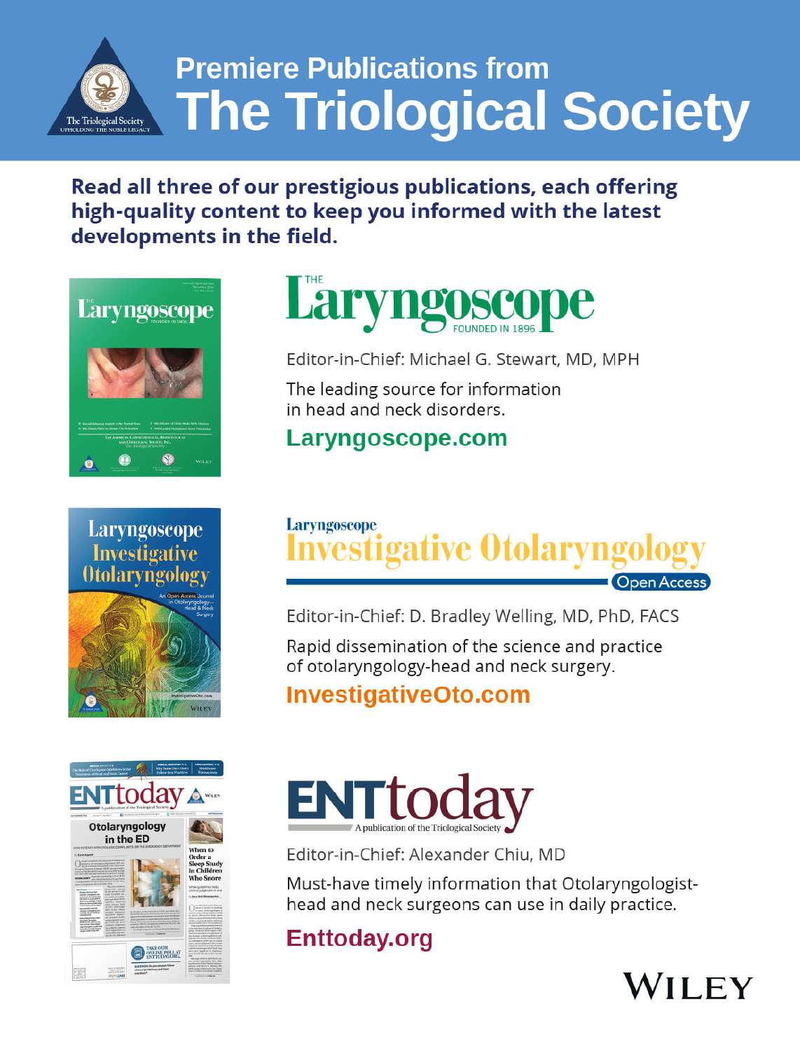# Premiere Publications from The Triological Society

**Read all three of our prestigious publications, each offering high-quality content to keep you informed with the latest developments in the field.**

## THE Laryngoscope

FOUNDED IN 1896

Editor-in-Chief: Michael G. Stewart, MD, MPH

The leading source for information in head and neck disorders.

**Laryngoscope.com**

## Laryngoscope Investigative Otolaryngology

Open Access

Editor-in-Chief: D. Bradley Welling, MD, PhD, FACS

Rapid dissemination of the science and practice of otolaryngology-head and neck surgery.

**InvestigativeOto.com**

## ENTtoday

A publication of the Triological Society

Editor-in-Chief: Alexander Chiu, MD

Must-have timely information that Otolaryngologist-head and neck surgeons can use in daily practice.

**Enttoday.org**

WILEY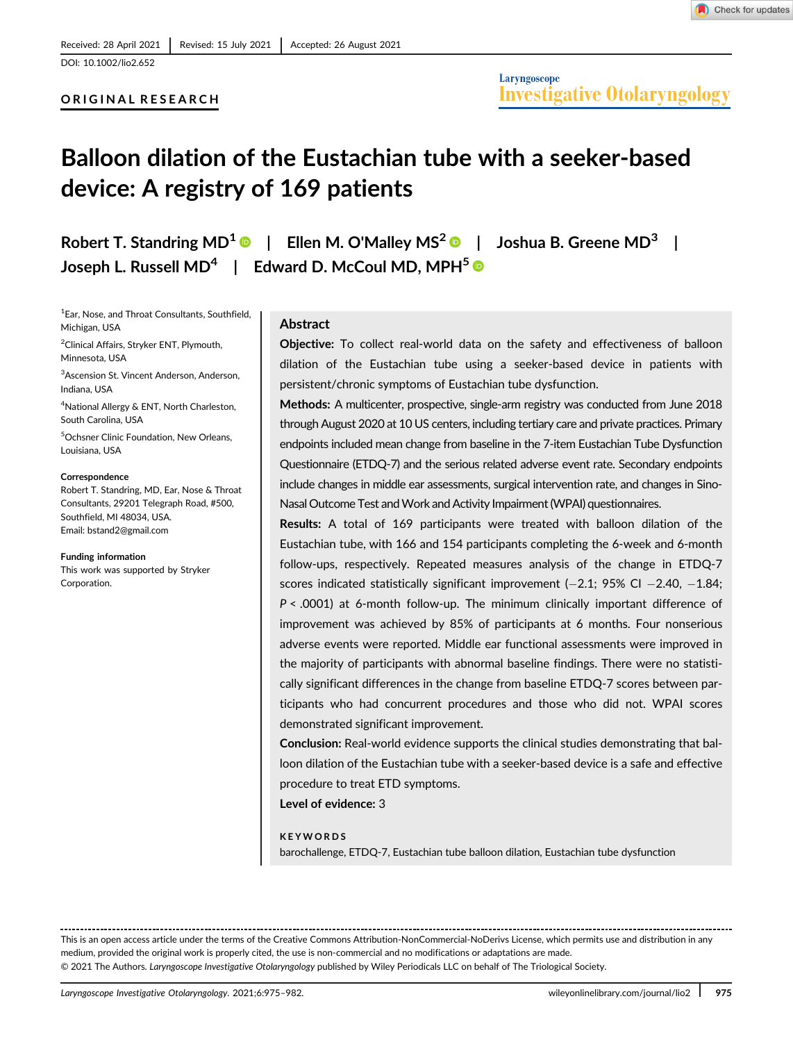Received: 28 April 2021 | Revised: 15 July 2021 | Accepted: 26 August 2021

DOI: 10.1002/lio2.652

ORIGINAL RESEARCH

# Balloon dilation of the Eustachian tube with a seeker-based device: A registry of 169 patients

Robert T. Standring MD[1] | Ellen M. O'Malley MS[2] | Joshua B. Greene MD[3] | Joseph L. Russell MD[4] | Edward D. McCoul MD, MPH[5]

[1]Ear, Nose, and Throat Consultants, Southfield, Michigan, USA

[2]Clinical Affairs, Stryker ENT, Plymouth, Minnesota, USA

[3]Ascension St. Vincent Anderson, Anderson, Indiana, USA

[4]National Allergy & ENT, North Charleston, South Carolina, USA

[5]Ochsner Clinic Foundation, New Orleans, Louisiana, USA

**Correspondence**
Robert T. Standring, MD, Ear, Nose & Throat Consultants, 29201 Telegraph Road, #500, Southfield, MI 48034, USA.
Email: bstand2@gmail.com

**Funding information**
This work was supported by Stryker Corporation.

## Abstract

**Objective:** To collect real-world data on the safety and effectiveness of balloon dilation of the Eustachian tube using a seeker-based device in patients with persistent/chronic symptoms of Eustachian tube dysfunction.

**Methods:** A multicenter, prospective, single-arm registry was conducted from June 2018 through August 2020 at 10 US centers, including tertiary care and private practices. Primary endpoints included mean change from baseline in the 7-item Eustachian Tube Dysfunction Questionnaire (ETDQ-7) and the serious related adverse event rate. Secondary endpoints include changes in middle ear assessments, surgical intervention rate, and changes in Sino-Nasal Outcome Test and Work and Activity Impairment (WPAI) questionnaires.

**Results:** A total of 169 participants were treated with balloon dilation of the Eustachian tube, with 166 and 154 participants completing the 6-week and 6-month follow-ups, respectively. Repeated measures analysis of the change in ETDQ-7 scores indicated statistically significant improvement (−2.1; 95% CI −2.40, −1.84; $P < .0001$) at 6-month follow-up. The minimum clinically important difference of improvement was achieved by 85% of participants at 6 months. Four nonserious adverse events were reported. Middle ear functional assessments were improved in the majority of participants with abnormal baseline findings. There were no statistically significant differences in the change from baseline ETDQ-7 scores between participants who had concurrent procedures and those who did not. WPAI scores demonstrated significant improvement.

**Conclusion:** Real-world evidence supports the clinical studies demonstrating that balloon dilation of the Eustachian tube with a seeker-based device is a safe and effective procedure to treat ETD symptoms.

**Level of evidence:** 3

**KEYWORDS**

barochallenge, ETDQ-7, Eustachian tube balloon dilation, Eustachian tube dysfunction

This is an open access article under the terms of the Creative Commons Attribution-NonCommercial-NoDerivs License, which permits use and distribution in any medium, provided the original work is properly cited, the use is non-commercial and no modifications or adaptations are made.
© 2021 The Authors. *Laryngoscope Investigative Otolaryngology* published by Wiley Periodicals LLC on behalf of The Triological Society.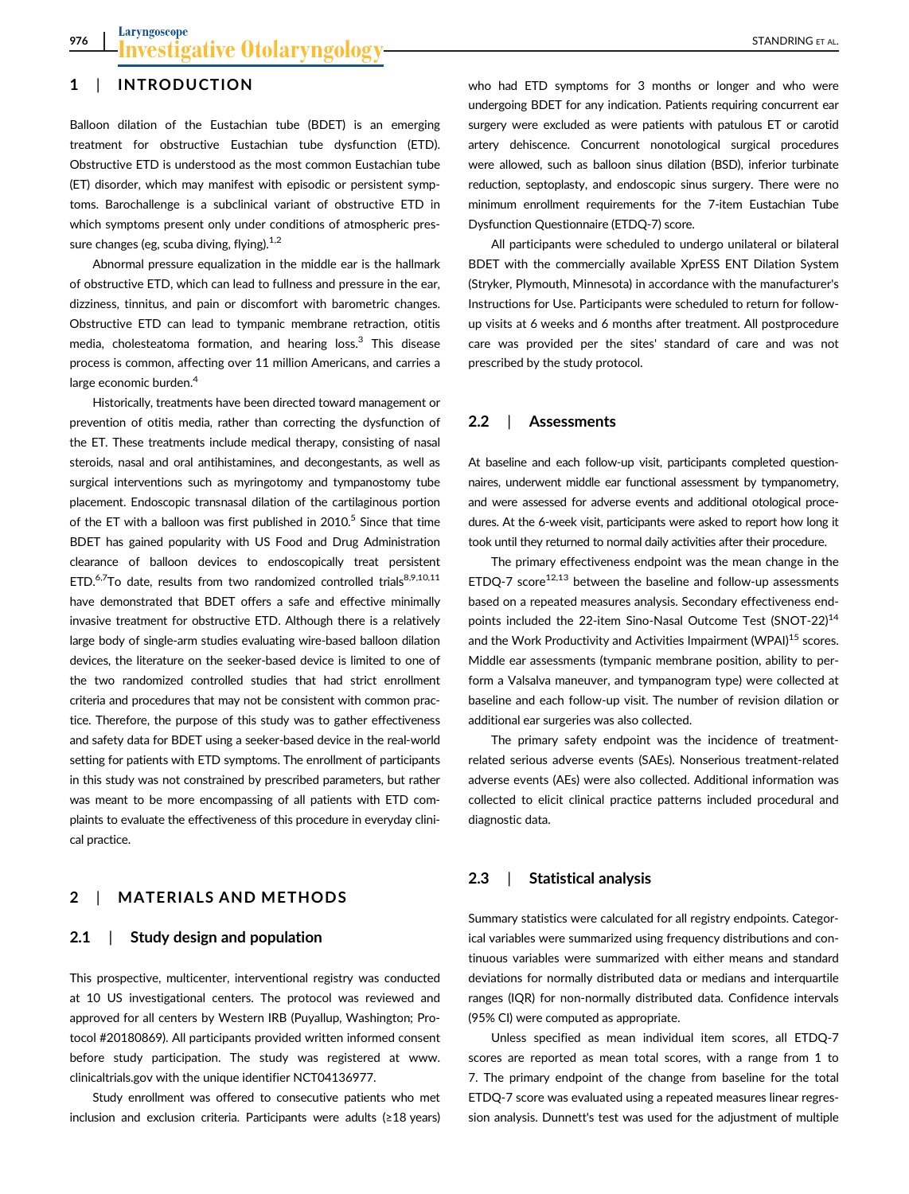## 1 | INTRODUCTION

Balloon dilation of the Eustachian tube (BDET) is an emerging treatment for obstructive Eustachian tube dysfunction (ETD). Obstructive ETD is understood as the most common Eustachian tube (ET) disorder, which may manifest with episodic or persistent symptoms. Barochallenge is a subclinical variant of obstructive ETD in which symptoms present only under conditions of atmospheric pressure changes (eg, scuba diving, flying).[1,2]

Abnormal pressure equalization in the middle ear is the hallmark of obstructive ETD, which can lead to fullness and pressure in the ear, dizziness, tinnitus, and pain or discomfort with barometric changes. Obstructive ETD can lead to tympanic membrane retraction, otitis media, cholesteatoma formation, and hearing loss.[3] This disease process is common, affecting over 11 million Americans, and carries a large economic burden.[4]

Historically, treatments have been directed toward management or prevention of otitis media, rather than correcting the dysfunction of the ET. These treatments include medical therapy, consisting of nasal steroids, nasal and oral antihistamines, and decongestants, as well as surgical interventions such as myringotomy and tympanostomy tube placement. Endoscopic transnasal dilation of the cartilaginous portion of the ET with a balloon was first published in 2010.[5] Since that time BDET has gained popularity with US Food and Drug Administration clearance of balloon devices to endoscopically treat persistent ETD.[6,7] To date, results from two randomized controlled trials[8,9,10,11] have demonstrated that BDET offers a safe and effective minimally invasive treatment for obstructive ETD. Although there is a relatively large body of single-arm studies evaluating wire-based balloon dilation devices, the literature on the seeker-based device is limited to one of the two randomized controlled studies that had strict enrollment criteria and procedures that may not be consistent with common practice. Therefore, the purpose of this study was to gather effectiveness and safety data for BDET using a seeker-based device in the real-world setting for patients with ETD symptoms. The enrollment of participants in this study was not constrained by prescribed parameters, but rather was meant to be more encompassing of all patients with ETD complaints to evaluate the effectiveness of this procedure in everyday clinical practice.

## 2 | MATERIALS AND METHODS

### 2.1 | Study design and population

This prospective, multicenter, interventional registry was conducted at 10 US investigational centers. The protocol was reviewed and approved for all centers by Western IRB (Puyallup, Washington; Protocol #20180869). All participants provided written informed consent before study participation. The study was registered at www.clinicaltrials.gov with the unique identifier NCT04136977.

Study enrollment was offered to consecutive patients who met inclusion and exclusion criteria. Participants were adults (≥18 years) who had ETD symptoms for 3 months or longer and who were undergoing BDET for any indication. Patients requiring concurrent ear surgery were excluded as were patients with patulous ET or carotid artery dehiscence. Concurrent nonotological surgical procedures were allowed, such as balloon sinus dilation (BSD), inferior turbinate reduction, septoplasty, and endoscopic sinus surgery. There were no minimum enrollment requirements for the 7-item Eustachian Tube Dysfunction Questionnaire (ETDQ-7) score.

All participants were scheduled to undergo unilateral or bilateral BDET with the commercially available XprESS ENT Dilation System (Stryker, Plymouth, Minnesota) in accordance with the manufacturer's Instructions for Use. Participants were scheduled to return for follow-up visits at 6 weeks and 6 months after treatment. All postprocedure care was provided per the sites' standard of care and was not prescribed by the study protocol.

### 2.2 | Assessments

At baseline and each follow-up visit, participants completed questionnaires, underwent middle ear functional assessment by tympanometry, and were assessed for adverse events and additional otological procedures. At the 6-week visit, participants were asked to report how long it took until they returned to normal daily activities after their procedure.

The primary effectiveness endpoint was the mean change in the ETDQ-7 score[12,13] between the baseline and follow-up assessments based on a repeated measures analysis. Secondary effectiveness endpoints included the 22-item Sino-Nasal Outcome Test (SNOT-22)[14] and the Work Productivity and Activities Impairment (WPAI)[15] scores. Middle ear assessments (tympanic membrane position, ability to perform a Valsalva maneuver, and tympanogram type) were collected at baseline and each follow-up visit. The number of revision dilation or additional ear surgeries was also collected.

The primary safety endpoint was the incidence of treatment-related serious adverse events (SAEs). Nonserious treatment-related adverse events (AEs) were also collected. Additional information was collected to elicit clinical practice patterns included procedural and diagnostic data.

### 2.3 | Statistical analysis

Summary statistics were calculated for all registry endpoints. Categorical variables were summarized using frequency distributions and continuous variables were summarized with either means and standard deviations for normally distributed data or medians and interquartile ranges (IQR) for non-normally distributed data. Confidence intervals (95% CI) were computed as appropriate.

Unless specified as mean individual item scores, all ETDQ-7 scores are reported as mean total scores, with a range from 1 to 7. The primary endpoint of the change from baseline for the total ETDQ-7 score was evaluated using a repeated measures linear regression analysis. Dunnett's test was used for the adjustment of multiple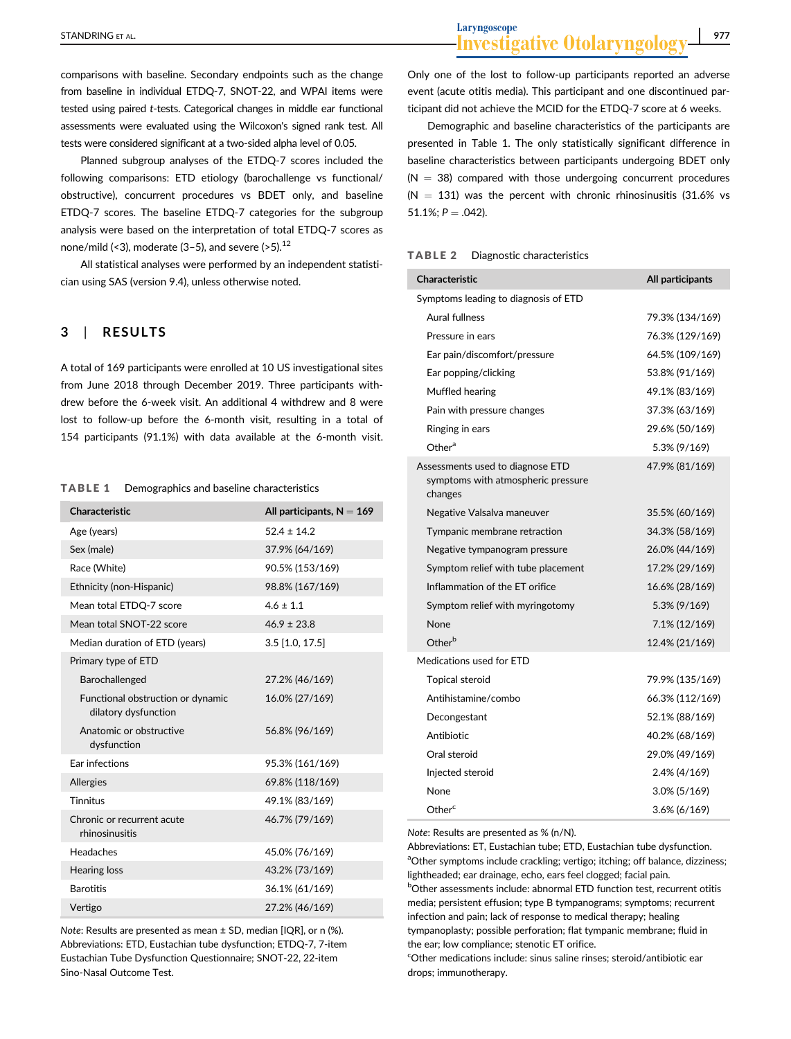comparisons with baseline. Secondary endpoints such as the change from baseline in individual ETDQ-7, SNOT-22, and WPAI items were tested using paired *t*-tests. Categorical changes in middle ear functional assessments were evaluated using the Wilcoxon's signed rank test. All tests were considered significant at a two-sided alpha level of 0.05.

Planned subgroup analyses of the ETDQ-7 scores included the following comparisons: ETD etiology (barochallenge vs functional/obstructive), concurrent procedures vs BDET only, and baseline ETDQ-7 scores. The baseline ETDQ-7 categories for the subgroup analysis were based on the interpretation of total ETDQ-7 scores as none/mild (<3), moderate (3–5), and severe (>5).[12]

All statistical analyses were performed by an independent statistician using SAS (version 9.4), unless otherwise noted.

## 3 | RESULTS

A total of 169 participants were enrolled at 10 US investigational sites from June 2018 through December 2019. Three participants withdrew before the 6-week visit. An additional 4 withdrew and 8 were lost to follow-up before the 6-month visit, resulting in a total of 154 participants (91.1%) with data available at the 6-month visit.

**TABLE 1** Demographics and baseline characteristics

| Characteristic | All participants, N = 169 |
|---|---|
| Age (years) | 52.4 ± 14.2 |
| Sex (male) | 37.9% (64/169) |
| Race (White) | 90.5% (153/169) |
| Ethnicity (non-Hispanic) | 98.8% (167/169) |
| Mean total ETDQ-7 score | 4.6 ± 1.1 |
| Mean total SNOT-22 score | 46.9 ± 23.8 |
| Median duration of ETD (years) | 3.5 [1.0, 17.5] |
| Primary type of ETD | |
| Barochallenged | 27.2% (46/169) |
| Functional obstruction or dynamic dilatory dysfunction | 16.0% (27/169) |
| Anatomic or obstructive dysfunction | 56.8% (96/169) |
| Ear infections | 95.3% (161/169) |
| Allergies | 69.8% (118/169) |
| Tinnitus | 49.1% (83/169) |
| Chronic or recurrent acute rhinosinusitis | 46.7% (79/169) |
| Headaches | 45.0% (76/169) |
| Hearing loss | 43.2% (73/169) |
| Barotitis | 36.1% (61/169) |
| Vertigo | 27.2% (46/169) |

*Note*: Results are presented as mean ± SD, median [IQR], or n (%).
Abbreviations: ETD, Eustachian tube dysfunction; ETDQ-7, 7-item Eustachian Tube Dysfunction Questionnaire; SNOT-22, 22-item Sino-Nasal Outcome Test.

Only one of the lost to follow-up participants reported an adverse event (acute otitis media). This participant and one discontinued participant did not achieve the MCID for the ETDQ-7 score at 6 weeks.

Demographic and baseline characteristics of the participants are presented in Table 1. The only statistically significant difference in baseline characteristics between participants undergoing BDET only (N = 38) compared with those undergoing concurrent procedures (N = 131) was the percent with chronic rhinosinusitis (31.6% vs 51.1%; *P* = .042).

**TABLE 2** Diagnostic characteristics

| Characteristic | All participants |
|---|---|
| Symptoms leading to diagnosis of ETD | |
| Aural fullness | 79.3% (134/169) |
| Pressure in ears | 76.3% (129/169) |
| Ear pain/discomfort/pressure | 64.5% (109/169) |
| Ear popping/clicking | 53.8% (91/169) |
| Muffled hearing | 49.1% (83/169) |
| Pain with pressure changes | 37.3% (63/169) |
| Ringing in ears | 29.6% (50/169) |
| Other[a] | 5.3% (9/169) |
| Assessments used to diagnose ETD symptoms with atmospheric pressure changes | 47.9% (81/169) |
| Negative Valsalva maneuver | 35.5% (60/169) |
| Tympanic membrane retraction | 34.3% (58/169) |
| Negative tympanogram pressure | 26.0% (44/169) |
| Symptom relief with tube placement | 17.2% (29/169) |
| Inflammation of the ET orifice | 16.6% (28/169) |
| Symptom relief with myringotomy | 5.3% (9/169) |
| None | 7.1% (12/169) |
| Other[b] | 12.4% (21/169) |
| Medications used for ETD | |
| Topical steroid | 79.9% (135/169) |
| Antihistamine/combo | 66.3% (112/169) |
| Decongestant | 52.1% (88/169) |
| Antibiotic | 40.2% (68/169) |
| Oral steroid | 29.0% (49/169) |
| Injected steroid | 2.4% (4/169) |
| None | 3.0% (5/169) |
| Other[c] | 3.6% (6/169) |

*Note*: Results are presented as % (n/N).
Abbreviations: ET, Eustachian tube; ETD, Eustachian tube dysfunction.
[a]Other symptoms include crackling; vertigo; itching; off balance, dizziness; lightheaded; ear drainage, echo, ears feel clogged; facial pain.
[b]Other assessments include: abnormal ETD function test, recurrent otitis media; persistent effusion; type B tympanograms; symptoms; recurrent infection and pain; lack of response to medical therapy; healing tympanoplasty; possible perforation; flat tympanic membrane; fluid in the ear; low compliance; stenotic ET orifice.
[c]Other medications include: sinus saline rinses; steroid/antibiotic ear drops; immunotherapy.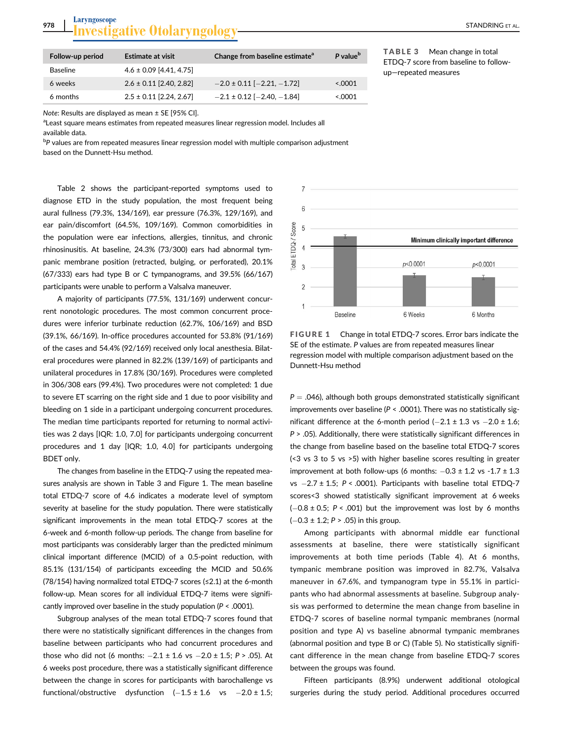**TABLE 3** Mean change in total ETDQ-7 score from baseline to follow-up—repeated measures

| Follow-up period | Estimate at visit | Change from baseline estimate[a] | *P* value[b] |
|---|---|---|---|
| Baseline | 4.6 ± 0.09 [4.41, 4.75] | | |
| 6 weeks | 2.6 ± 0.11 [2.40, 2.82] | −2.0 ± 0.11 [−2.21, −1.72] | <.0001 |
| 6 months | 2.5 ± 0.11 [2.24, 2.67] | −2.1 ± 0.12 [−2.40, −1.84] | <.0001 |

*Note*: Results are displayed as mean ± SE [95% CI].
[a]Least square means estimates from repeated measures linear regression model. Includes all available data.
[b]*P* values are from repeated measures linear regression model with multiple comparison adjustment based on the Dunnett-Hsu method.

Table 2 shows the participant-reported symptoms used to diagnose ETD in the study population, the most frequent being aural fullness (79.3%, 134/169), ear pressure (76.3%, 129/169), and ear pain/discomfort (64.5%, 109/169). Common comorbidities in the population were ear infections, allergies, tinnitus, and chronic rhinosinusitis. At baseline, 24.3% (73/300) ears had abnormal tympanic membrane position (retracted, bulging, or perforated), 20.1% (67/333) ears had type B or C tympanograms, and 39.5% (66/167) participants were unable to perform a Valsalva maneuver.

A majority of participants (77.5%, 131/169) underwent concurrent nonotologic procedures. The most common concurrent procedures were inferior turbinate reduction (62.7%, 106/169) and BSD (39.1%, 66/169). In-office procedures accounted for 53.8% (91/169) of the cases and 54.4% (92/169) received only local anesthesia. Bilateral procedures were planned in 82.2% (139/169) of participants and unilateral procedures in 17.8% (30/169). Procedures were completed in 306/308 ears (99.4%). Two procedures were not completed: 1 due to severe ET scarring on the right side and 1 due to poor visibility and bleeding on 1 side in a participant undergoing concurrent procedures. The median time participants reported for returning to normal activities was 2 days [IQR: 1.0, 7.0] for participants undergoing concurrent procedures and 1 day [IQR; 1.0, 4.0] for participants undergoing BDET only.

The changes from baseline in the ETDQ-7 using the repeated measures analysis are shown in Table 3 and Figure 1. The mean baseline total ETDQ-7 score of 4.6 indicates a moderate level of symptom severity at baseline for the study population. There were statistically significant improvements in the mean total ETDQ-7 scores at the 6-week and 6-month follow-up periods. The change from baseline for most participants was considerably larger than the predicted minimum clinical important difference (MCID) of a 0.5-point reduction, with 85.1% (131/154) of participants exceeding the MCID and 50.6% (78/154) having normalized total ETDQ-7 scores (≤2.1) at the 6-month follow-up. Mean scores for all individual ETDQ-7 items were significantly improved over baseline in the study population (*P* < .0001).

Subgroup analyses of the mean total ETDQ-7 scores found that there were no statistically significant differences in the changes from baseline between participants who had concurrent procedures and those who did not (6 months: −2.1 ± 1.6 vs −2.0 ± 1.5; *P* > .05). At 6 weeks post procedure, there was a statistically significant difference between the change in scores for participants with barochallenge vs functional/obstructive dysfunction (−1.5 ± 1.6 vs −2.0 ± 1.5; *P* = .046), although both groups demonstrated statistically significant improvements over baseline (*P* < .0001). There was no statistically significant difference at the 6-month period (−2.1 ± 1.3 vs −2.0 ± 1.6; *P* > .05). Additionally, there were statistically significant differences in the change from baseline based on the baseline total ETDQ-7 scores (<3 vs 3 to 5 vs >5) with higher baseline scores resulting in greater improvement at both follow-ups (6 months: −0.3 ± 1.2 vs -1.7 ± 1.3 vs −2.7 ± 1.5; *P* < .0001). Participants with baseline total ETDQ-7 scores<3 showed statistically significant improvement at 6 weeks (−0.8 ± 0.5; *P* < .001) but the improvement was lost by 6 months (−0.3 ± 1.2; *P* > .05) in this group.

**FIGURE 1** Change in total ETDQ-7 scores. Error bars indicate the SE of the estimate. *P* values are from repeated measures linear regression model with multiple comparison adjustment based on the Dunnett-Hsu method

Among participants with abnormal middle ear functional assessments at baseline, there were statistically significant improvements at both time periods (Table 4). At 6 months, tympanic membrane position was improved in 82.7%, Valsalva maneuver in 67.6%, and tympanogram type in 55.1% in participants who had abnormal assessments at baseline. Subgroup analysis was performed to determine the mean change from baseline in ETDQ-7 scores of baseline normal tympanic membranes (normal position and type A) vs baseline abnormal tympanic membranes (abnormal position and type B or C) (Table 5). No statistically significant difference in the mean change from baseline ETDQ-7 scores between the groups was found.

Fifteen participants (8.9%) underwent additional otological surgeries during the study period. Additional procedures occurred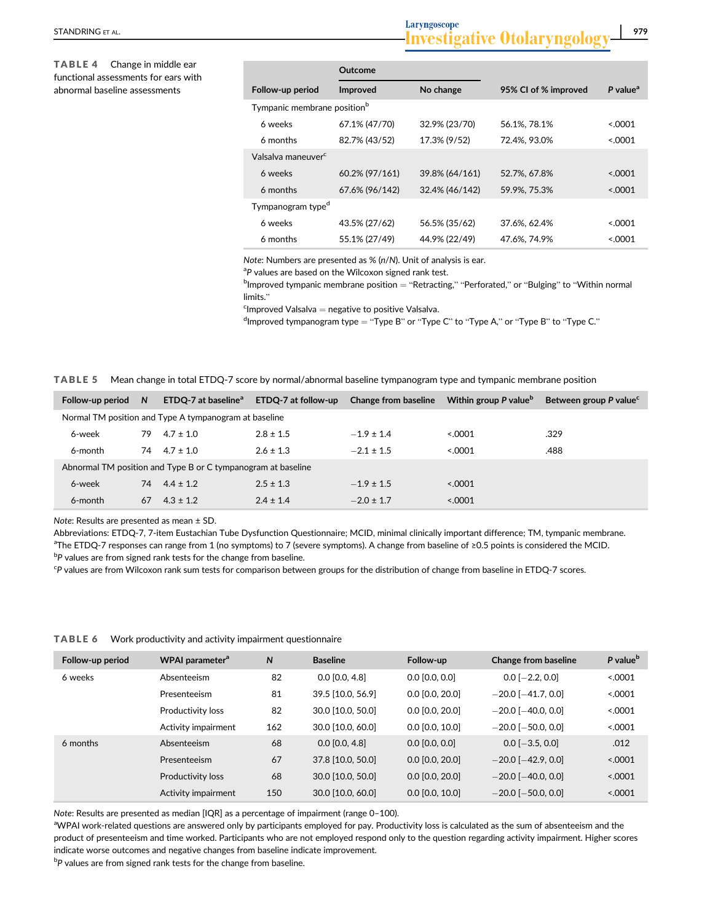**TABLE 4** Change in middle ear functional assessments for ears with abnormal baseline assessments

| | Outcome | | | |
|---|---|---|---|---|
| Follow-up period | Improved | No change | 95% CI of % improved | P value[a] |
| Tympanic membrane position[b] | | | | |
| 6 weeks | 67.1% (47/70) | 32.9% (23/70) | 56.1%, 78.1% | <.0001 |
| 6 months | 82.7% (43/52) | 17.3% (9/52) | 72.4%, 93.0% | <.0001 |
| Valsalva maneuver[c] | | | | |
| 6 weeks | 60.2% (97/161) | 39.8% (64/161) | 52.7%, 67.8% | <.0001 |
| 6 months | 67.6% (96/142) | 32.4% (46/142) | 59.9%, 75.3% | <.0001 |
| Tympanogram type[d] | | | | |
| 6 weeks | 43.5% (27/62) | 56.5% (35/62) | 37.6%, 62.4% | <.0001 |
| 6 months | 55.1% (27/49) | 44.9% (22/49) | 47.6%, 74.9% | <.0001 |

*Note*: Numbers are presented as % (*n*/*N*). Unit of analysis is ear.
[a]*P* values are based on the Wilcoxon signed rank test.
[b]Improved tympanic membrane position = "Retracting," "Perforated," or "Bulging" to "Within normal limits."
[c]Improved Valsalva = negative to positive Valsalva.
[d]Improved tympanogram type = "Type B" or "Type C" to "Type A," or "Type B" to "Type C."

**TABLE 5** Mean change in total ETDQ-7 score by normal/abnormal baseline tympanogram type and tympanic membrane position

| Follow-up period | N | ETDQ-7 at baseline[a] | ETDQ-7 at follow-up | Change from baseline | Within group P value[b] | Between group P value[c] |
|---|---|---|---|---|---|---|
| Normal TM position and Type A tympanogram at baseline | | | | | | |
| 6-week | 79 | 4.7 ± 1.0 | 2.8 ± 1.5 | −1.9 ± 1.4 | <.0001 | .329 |
| 6-month | 74 | 4.7 ± 1.0 | 2.6 ± 1.3 | −2.1 ± 1.5 | <.0001 | .488 |
| Abnormal TM position and Type B or C tympanogram at baseline | | | | | | |
| 6-week | 74 | 4.4 ± 1.2 | 2.5 ± 1.3 | −1.9 ± 1.5 | <.0001 | |
| 6-month | 67 | 4.3 ± 1.2 | 2.4 ± 1.4 | −2.0 ± 1.7 | <.0001 | |

*Note*: Results are presented as mean ± SD.
Abbreviations: ETDQ-7, 7-item Eustachian Tube Dysfunction Questionnaire; MCID, minimal clinically important difference; TM, tympanic membrane.
[a]The ETDQ-7 responses can range from 1 (no symptoms) to 7 (severe symptoms). A change from baseline of ≥0.5 points is considered the MCID.
[b]*P* values are from signed rank tests for the change from baseline.
[c]*P* values are from Wilcoxon rank sum tests for comparison between groups for the distribution of change from baseline in ETDQ-7 scores.

**TABLE 6** Work productivity and activity impairment questionnaire

| Follow-up period | WPAI parameter[a] | N | Baseline | Follow-up | Change from baseline | P value[b] |
|---|---|---|---|---|---|---|
| 6 weeks | Absenteeism | 82 | 0.0 [0.0, 4.8] | 0.0 [0.0, 0.0] | 0.0 [−2.2, 0.0] | <.0001 |
| | Presenteeism | 81 | 39.5 [10.0, 56.9] | 0.0 [0.0, 20.0] | −20.0 [−41.7, 0.0] | <.0001 |
| | Productivity loss | 82 | 30.0 [10.0, 50.0] | 0.0 [0.0, 20.0] | −20.0 [−40.0, 0.0] | <.0001 |
| | Activity impairment | 162 | 30.0 [10.0, 60.0] | 0.0 [0.0, 10.0] | −20.0 [−50.0, 0.0] | <.0001 |
| 6 months | Absenteeism | 68 | 0.0 [0.0, 4.8] | 0.0 [0.0, 0.0] | 0.0 [−3.5, 0.0] | .012 |
| | Presenteeism | 67 | 37.8 [10.0, 50.0] | 0.0 [0.0, 20.0] | −20.0 [−42.9, 0.0] | <.0001 |
| | Productivity loss | 68 | 30.0 [10.0, 50.0] | 0.0 [0.0, 20.0] | −20.0 [−40.0, 0.0] | <.0001 |
| | Activity impairment | 150 | 30.0 [10.0, 60.0] | 0.0 [0.0, 10.0] | −20.0 [−50.0, 0.0] | <.0001 |

*Note*: Results are presented as median [IQR] as a percentage of impairment (range 0–100).
[a]WPAI work-related questions are answered only by participants employed for pay. Productivity loss is calculated as the sum of absenteeism and the product of presenteeism and time worked. Participants who are not employed respond only to the question regarding activity impairment. Higher scores indicate worse outcomes and negative changes from baseline indicate improvement.
[b]*P* values are from signed rank tests for the change from baseline.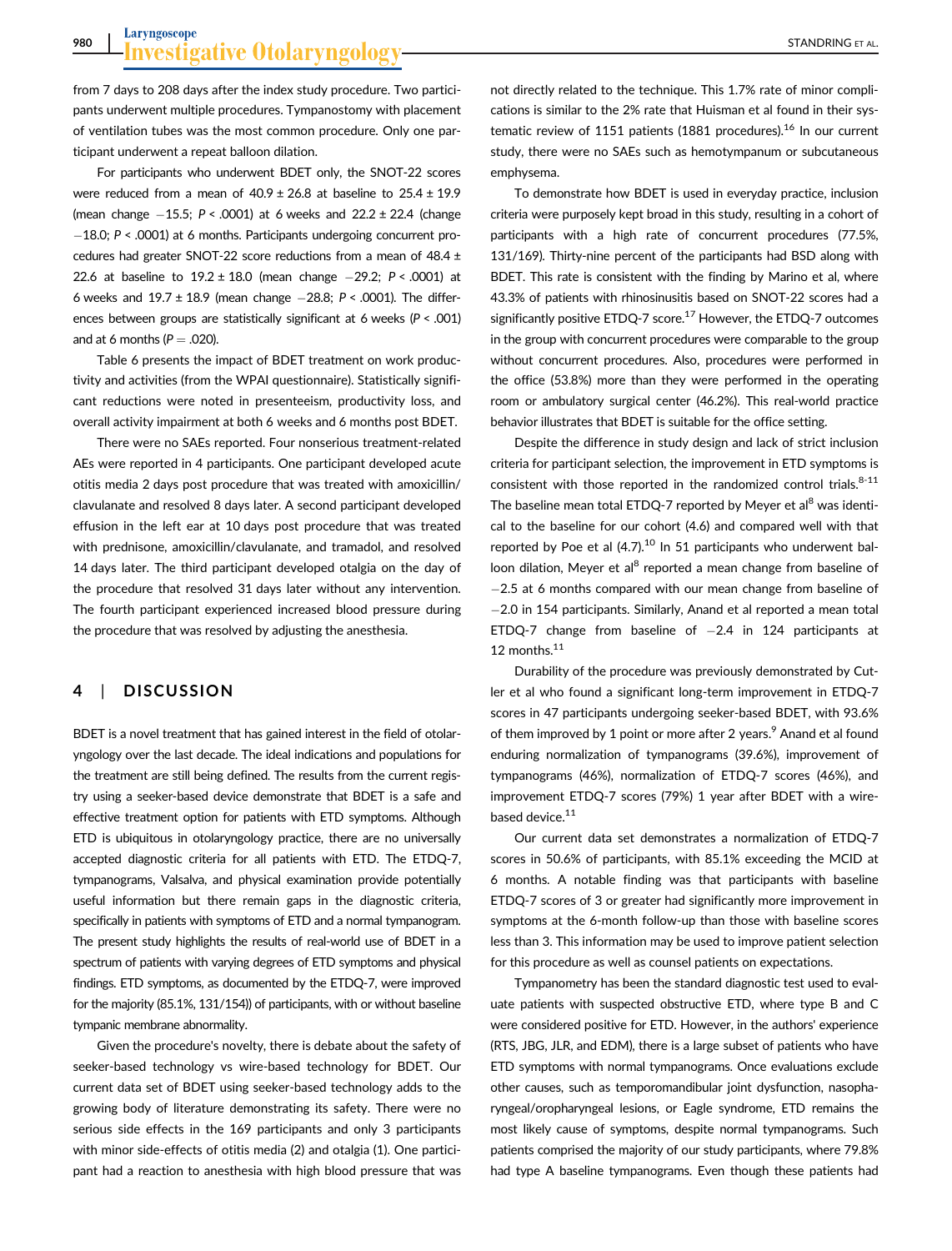from 7 days to 208 days after the index study procedure. Two participants underwent multiple procedures. Tympanostomy with placement of ventilation tubes was the most common procedure. Only one participant underwent a repeat balloon dilation.

For participants who underwent BDET only, the SNOT-22 scores were reduced from a mean of 40.9 ± 26.8 at baseline to 25.4 ± 19.9 (mean change −15.5; $P < .0001$) at 6 weeks and 22.2 ± 22.4 (change −18.0; $P < .0001$) at 6 months. Participants undergoing concurrent procedures had greater SNOT-22 score reductions from a mean of 48.4 ± 22.6 at baseline to 19.2 ± 18.0 (mean change −29.2; $P < .0001$) at 6 weeks and 19.7 ± 18.9 (mean change −28.8; $P < .0001$). The differences between groups are statistically significant at 6 weeks ($P < .001$) and at 6 months ($P = .020$).

Table 6 presents the impact of BDET treatment on work productivity and activities (from the WPAI questionnaire). Statistically significant reductions were noted in presenteeism, productivity loss, and overall activity impairment at both 6 weeks and 6 months post BDET.

There were no SAEs reported. Four nonserious treatment-related AEs were reported in 4 participants. One participant developed acute otitis media 2 days post procedure that was treated with amoxicillin/clavulanate and resolved 8 days later. A second participant developed effusion in the left ear at 10 days post procedure that was treated with prednisone, amoxicillin/clavulanate, and tramadol, and resolved 14 days later. The third participant developed otalgia on the day of the procedure that resolved 31 days later without any intervention. The fourth participant experienced increased blood pressure during the procedure that was resolved by adjusting the anesthesia.

## 4 | DISCUSSION

BDET is a novel treatment that has gained interest in the field of otolaryngology over the last decade. The ideal indications and populations for the treatment are still being defined. The results from the current registry using a seeker-based device demonstrate that BDET is a safe and effective treatment option for patients with ETD symptoms. Although ETD is ubiquitous in otolaryngology practice, there are no universally accepted diagnostic criteria for all patients with ETD. The ETDQ-7, tympanograms, Valsalva, and physical examination provide potentially useful information but there remain gaps in the diagnostic criteria, specifically in patients with symptoms of ETD and a normal tympanogram. The present study highlights the results of real-world use of BDET in a spectrum of patients with varying degrees of ETD symptoms and physical findings. ETD symptoms, as documented by the ETDQ-7, were improved for the majority (85.1%, 131/154)) of participants, with or without baseline tympanic membrane abnormality.

Given the procedure's novelty, there is debate about the safety of seeker-based technology vs wire-based technology for BDET. Our current data set of BDET using seeker-based technology adds to the growing body of literature demonstrating its safety. There were no serious side effects in the 169 participants and only 3 participants with minor side-effects of otitis media (2) and otalgia (1). One participant had a reaction to anesthesia with high blood pressure that was not directly related to the technique. This 1.7% rate of minor complications is similar to the 2% rate that Huisman et al found in their systematic review of 1151 patients (1881 procedures).[16] In our current study, there were no SAEs such as hemotympanum or subcutaneous emphysema.

To demonstrate how BDET is used in everyday practice, inclusion criteria were purposely kept broad in this study, resulting in a cohort of participants with a high rate of concurrent procedures (77.5%, 131/169). Thirty-nine percent of the participants had BSD along with BDET. This rate is consistent with the finding by Marino et al, where 43.3% of patients with rhinosinusitis based on SNOT-22 scores had a significantly positive ETDQ-7 score.[17] However, the ETDQ-7 outcomes in the group with concurrent procedures were comparable to the group without concurrent procedures. Also, procedures were performed in the office (53.8%) more than they were performed in the operating room or ambulatory surgical center (46.2%). This real-world practice behavior illustrates that BDET is suitable for the office setting.

Despite the difference in study design and lack of strict inclusion criteria for participant selection, the improvement in ETD symptoms is consistent with those reported in the randomized control trials.[8-11] The baseline mean total ETDQ-7 reported by Meyer et al[8] was identical to the baseline for our cohort (4.6) and compared well with that reported by Poe et al (4.7).[10] In 51 participants who underwent balloon dilation, Meyer et al[8] reported a mean change from baseline of −2.5 at 6 months compared with our mean change from baseline of −2.0 in 154 participants. Similarly, Anand et al reported a mean total ETDQ-7 change from baseline of −2.4 in 124 participants at 12 months.[11]

Durability of the procedure was previously demonstrated by Cutler et al who found a significant long-term improvement in ETDQ-7 scores in 47 participants undergoing seeker-based BDET, with 93.6% of them improved by 1 point or more after 2 years.[9] Anand et al found enduring normalization of tympanograms (39.6%), improvement of tympanograms (46%), normalization of ETDQ-7 scores (46%), and improvement ETDQ-7 scores (79%) 1 year after BDET with a wire-based device.[11]

Our current data set demonstrates a normalization of ETDQ-7 scores in 50.6% of participants, with 85.1% exceeding the MCID at 6 months. A notable finding was that participants with baseline ETDQ-7 scores of 3 or greater had significantly more improvement in symptoms at the 6-month follow-up than those with baseline scores less than 3. This information may be used to improve patient selection for this procedure as well as counsel patients on expectations.

Tympanometry has been the standard diagnostic test used to evaluate patients with suspected obstructive ETD, where type B and C were considered positive for ETD. However, in the authors' experience (RTS, JBG, JLR, and EDM), there is a large subset of patients who have ETD symptoms with normal tympanograms. Once evaluations exclude other causes, such as temporomandibular joint dysfunction, nasopharyngeal/oropharyngeal lesions, or Eagle syndrome, ETD remains the most likely cause of symptoms, despite normal tympanograms. Such patients comprised the majority of our study participants, where 79.8% had type A baseline tympanograms. Even though these patients had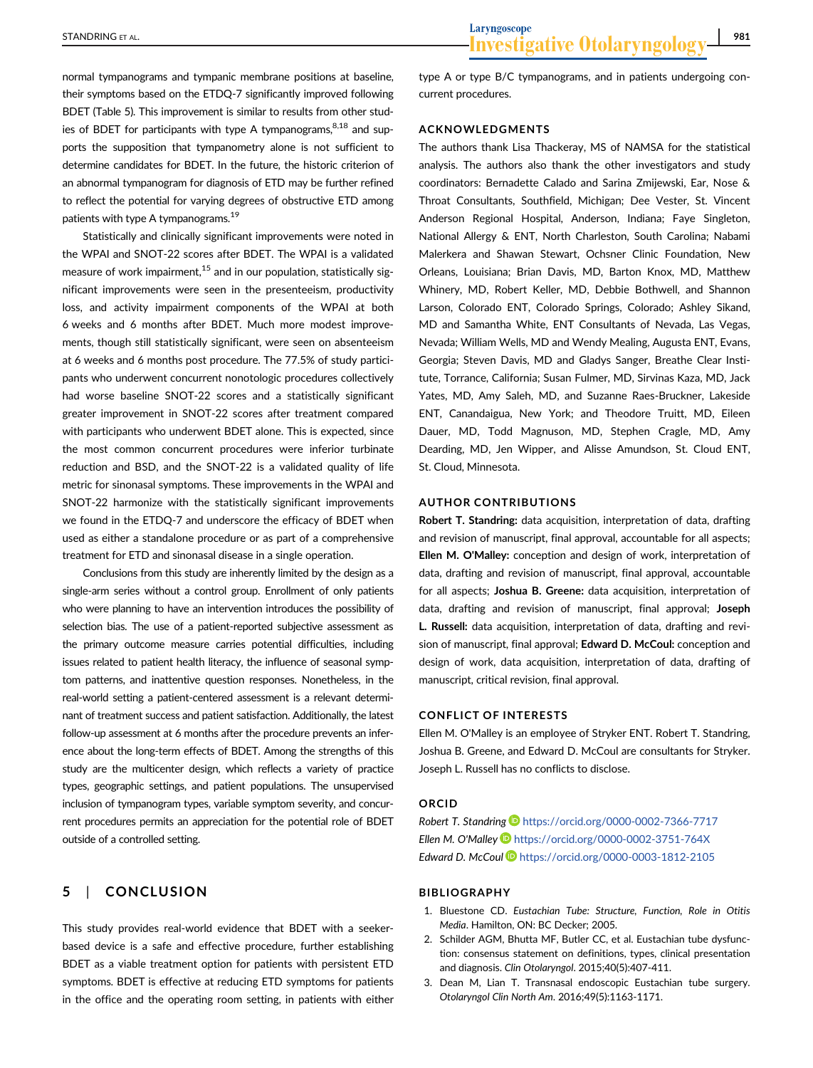normal tympanograms and tympanic membrane positions at baseline, their symptoms based on the ETDQ-7 significantly improved following BDET (Table 5). This improvement is similar to results from other studies of BDET for participants with type A tympanograms,[8,18] and supports the supposition that tympanometry alone is not sufficient to determine candidates for BDET. In the future, the historic criterion of an abnormal tympanogram for diagnosis of ETD may be further refined to reflect the potential for varying degrees of obstructive ETD among patients with type A tympanograms.[19]

Statistically and clinically significant improvements were noted in the WPAI and SNOT-22 scores after BDET. The WPAI is a validated measure of work impairment,[15] and in our population, statistically significant improvements were seen in the presenteeism, productivity loss, and activity impairment components of the WPAI at both 6 weeks and 6 months after BDET. Much more modest improvements, though still statistically significant, were seen on absenteeism at 6 weeks and 6 months post procedure. The 77.5% of study participants who underwent concurrent nonotologic procedures collectively had worse baseline SNOT-22 scores and a statistically significant greater improvement in SNOT-22 scores after treatment compared with participants who underwent BDET alone. This is expected, since the most common concurrent procedures were inferior turbinate reduction and BSD, and the SNOT-22 is a validated quality of life metric for sinonasal symptoms. These improvements in the WPAI and SNOT-22 harmonize with the statistically significant improvements we found in the ETDQ-7 and underscore the efficacy of BDET when used as either a standalone procedure or as part of a comprehensive treatment for ETD and sinonasal disease in a single operation.

Conclusions from this study are inherently limited by the design as a single-arm series without a control group. Enrollment of only patients who were planning to have an intervention introduces the possibility of selection bias. The use of a patient-reported subjective assessment as the primary outcome measure carries potential difficulties, including issues related to patient health literacy, the influence of seasonal symptom patterns, and inattentive question responses. Nonetheless, in the real-world setting a patient-centered assessment is a relevant determinant of treatment success and patient satisfaction. Additionally, the latest follow-up assessment at 6 months after the procedure prevents an inference about the long-term effects of BDET. Among the strengths of this study are the multicenter design, which reflects a variety of practice types, geographic settings, and patient populations. The unsupervised inclusion of tympanogram types, variable symptom severity, and concurrent procedures permits an appreciation for the potential role of BDET outside of a controlled setting.

## 5 | CONCLUSION

This study provides real-world evidence that BDET with a seeker-based device is a safe and effective procedure, further establishing BDET as a viable treatment option for patients with persistent ETD symptoms. BDET is effective at reducing ETD symptoms for patients in the office and the operating room setting, in patients with either type A or type B/C tympanograms, and in patients undergoing concurrent procedures.

## ACKNOWLEDGMENTS

The authors thank Lisa Thackeray, MS of NAMSA for the statistical analysis. The authors also thank the other investigators and study coordinators: Bernadette Calado and Sarina Zmijewski, Ear, Nose & Throat Consultants, Southfield, Michigan; Dee Vester, St. Vincent Anderson Regional Hospital, Anderson, Indiana; Faye Singleton, National Allergy & ENT, North Charleston, South Carolina; Nabami Malerkera and Shawan Stewart, Ochsner Clinic Foundation, New Orleans, Louisiana; Brian Davis, MD, Barton Knox, MD, Matthew Whinery, MD, Robert Keller, MD, Debbie Bothwell, and Shannon Larson, Colorado ENT, Colorado Springs, Colorado; Ashley Sikand, MD and Samantha White, ENT Consultants of Nevada, Las Vegas, Nevada; William Wells, MD and Wendy Mealing, Augusta ENT, Evans, Georgia; Steven Davis, MD and Gladys Sanger, Breathe Clear Institute, Torrance, California; Susan Fulmer, MD, Sirvinas Kaza, MD, Jack Yates, MD, Amy Saleh, MD, and Suzanne Raes-Bruckner, Lakeside ENT, Canandaigua, New York; and Theodore Truitt, MD, Eileen Dauer, MD, Todd Magnuson, MD, Stephen Cragle, MD, Amy Dearding, MD, Jen Wipper, and Alisse Amundson, St. Cloud ENT, St. Cloud, Minnesota.

## AUTHOR CONTRIBUTIONS

**Robert T. Standring:** data acquisition, interpretation of data, drafting and revision of manuscript, final approval, accountable for all aspects; **Ellen M. O'Malley:** conception and design of work, interpretation of data, drafting and revision of manuscript, final approval, accountable for all aspects; **Joshua B. Greene:** data acquisition, interpretation of data, drafting and revision of manuscript, final approval; **Joseph L. Russell:** data acquisition, interpretation of data, drafting and revision of manuscript, final approval; **Edward D. McCoul:** conception and design of work, data acquisition, interpretation of data, drafting of manuscript, critical revision, final approval.

## CONFLICT OF INTERESTS

Ellen M. O'Malley is an employee of Stryker ENT. Robert T. Standring, Joshua B. Greene, and Edward D. McCoul are consultants for Stryker. Joseph L. Russell has no conflicts to disclose.

## ORCID

*Robert T. Standring* https://orcid.org/0000-0002-7366-7717
*Ellen M. O'Malley* https://orcid.org/0000-0002-3751-764X
*Edward D. McCoul* https://orcid.org/0000-0003-1812-2105

## BIBLIOGRAPHY

1. Bluestone CD. *Eustachian Tube: Structure, Function, Role in Otitis Media*. Hamilton, ON: BC Decker; 2005.
2. Schilder AGM, Bhutta MF, Butler CC, et al. Eustachian tube dysfunction: consensus statement on definitions, types, clinical presentation and diagnosis. *Clin Otolaryngol*. 2015;40(5):407-411.
3. Dean M, Lian T. Transnasal endoscopic Eustachian tube surgery. *Otolaryngol Clin North Am*. 2016;49(5):1163-1171.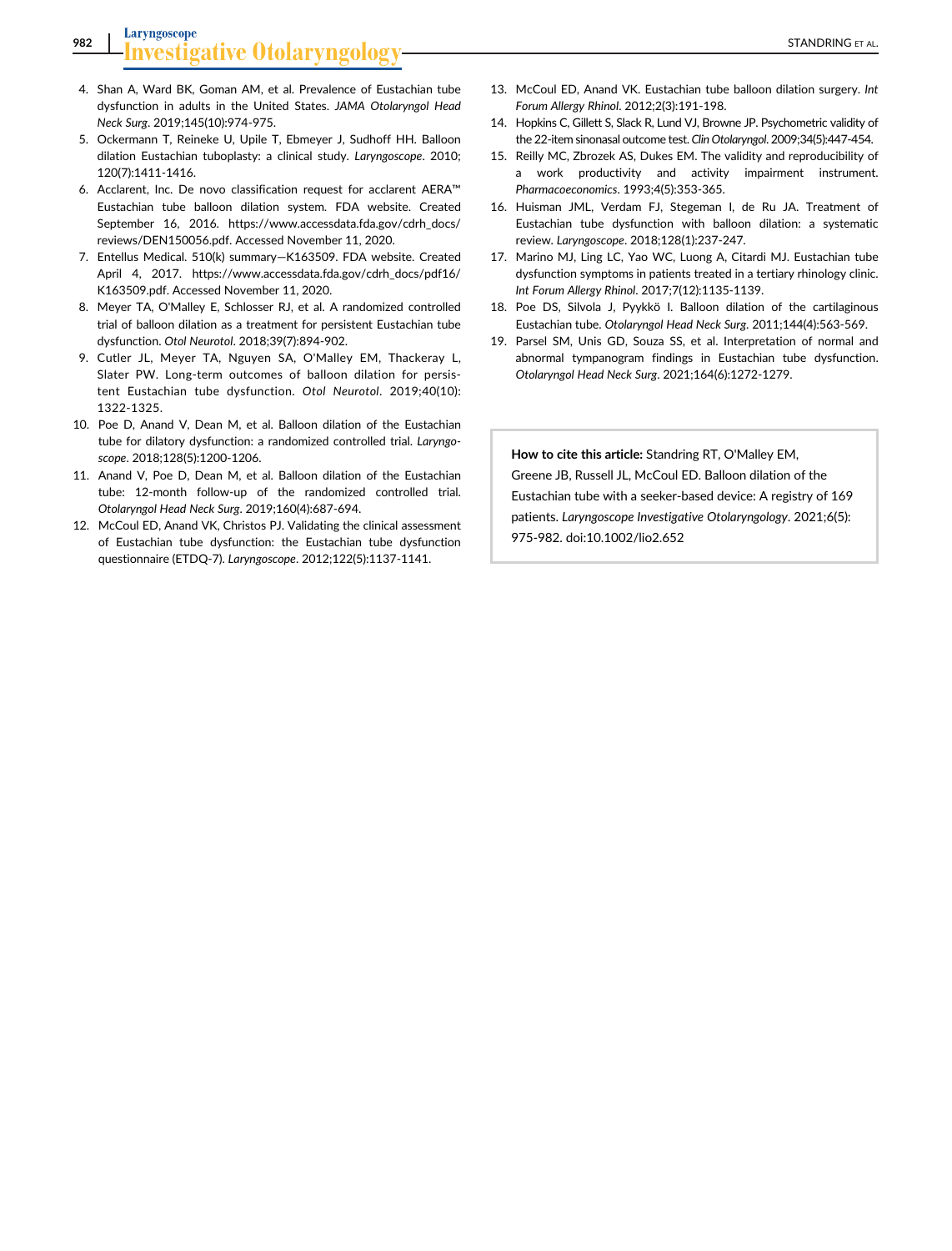4. Shan A, Ward BK, Goman AM, et al. Prevalence of Eustachian tube dysfunction in adults in the United States. *JAMA Otolaryngol Head Neck Surg*. 2019;145(10):974-975.
5. Ockermann T, Reineke U, Upile T, Ebmeyer J, Sudhoff HH. Balloon dilation Eustachian tuboplasty: a clinical study. *Laryngoscope*. 2010; 120(7):1411-1416.
6. Acclarent, Inc. De novo classification request for acclarent AERA™ Eustachian tube balloon dilation system. FDA website. Created September 16, 2016. https://www.accessdata.fda.gov/cdrh_docs/reviews/DEN150056.pdf. Accessed November 11, 2020.
7. Entellus Medical. 510(k) summary—K163509. FDA website. Created April 4, 2017. https://www.accessdata.fda.gov/cdrh_docs/pdf16/K163509.pdf. Accessed November 11, 2020.
8. Meyer TA, O'Malley E, Schlosser RJ, et al. A randomized controlled trial of balloon dilation as a treatment for persistent Eustachian tube dysfunction. *Otol Neurotol*. 2018;39(7):894-902.
9. Cutler JL, Meyer TA, Nguyen SA, O'Malley EM, Thackeray L, Slater PW. Long-term outcomes of balloon dilation for persistent Eustachian tube dysfunction. *Otol Neurotol*. 2019;40(10): 1322-1325.
10. Poe D, Anand V, Dean M, et al. Balloon dilation of the Eustachian tube for dilatory dysfunction: a randomized controlled trial. *Laryngoscope*. 2018;128(5):1200-1206.
11. Anand V, Poe D, Dean M, et al. Balloon dilation of the Eustachian tube: 12-month follow-up of the randomized controlled trial. *Otolaryngol Head Neck Surg*. 2019;160(4):687-694.
12. McCoul ED, Anand VK, Christos PJ. Validating the clinical assessment of Eustachian tube dysfunction: the Eustachian tube dysfunction questionnaire (ETDQ-7). *Laryngoscope*. 2012;122(5):1137-1141.
13. McCoul ED, Anand VK. Eustachian tube balloon dilation surgery. *Int Forum Allergy Rhinol*. 2012;2(3):191-198.
14. Hopkins C, Gillett S, Slack R, Lund VJ, Browne JP. Psychometric validity of the 22-item sinonasal outcome test. *Clin Otolaryngol*. 2009;34(5):447-454.
15. Reilly MC, Zbrozek AS, Dukes EM. The validity and reproducibility of a work productivity and activity impairment instrument. *Pharmacoeconomics*. 1993;4(5):353-365.
16. Huisman JML, Verdam FJ, Stegeman I, de Ru JA. Treatment of Eustachian tube dysfunction with balloon dilation: a systematic review. *Laryngoscope*. 2018;128(1):237-247.
17. Marino MJ, Ling LC, Yao WC, Luong A, Citardi MJ. Eustachian tube dysfunction symptoms in patients treated in a tertiary rhinology clinic. *Int Forum Allergy Rhinol*. 2017;7(12):1135-1139.
18. Poe DS, Silvola J, Pyykkö I. Balloon dilation of the cartilaginous Eustachian tube. *Otolaryngol Head Neck Surg*. 2011;144(4):563-569.
19. Parsel SM, Unis GD, Souza SS, et al. Interpretation of normal and abnormal tympanogram findings in Eustachian tube dysfunction. *Otolaryngol Head Neck Surg*. 2021;164(6):1272-1279.

**How to cite this article:** Standring RT, O'Malley EM, Greene JB, Russell JL, McCoul ED. Balloon dilation of the Eustachian tube with a seeker-based device: A registry of 169 patients. *Laryngoscope Investigative Otolaryngology*. 2021;6(5): 975-982. doi:10.1002/lio2.652